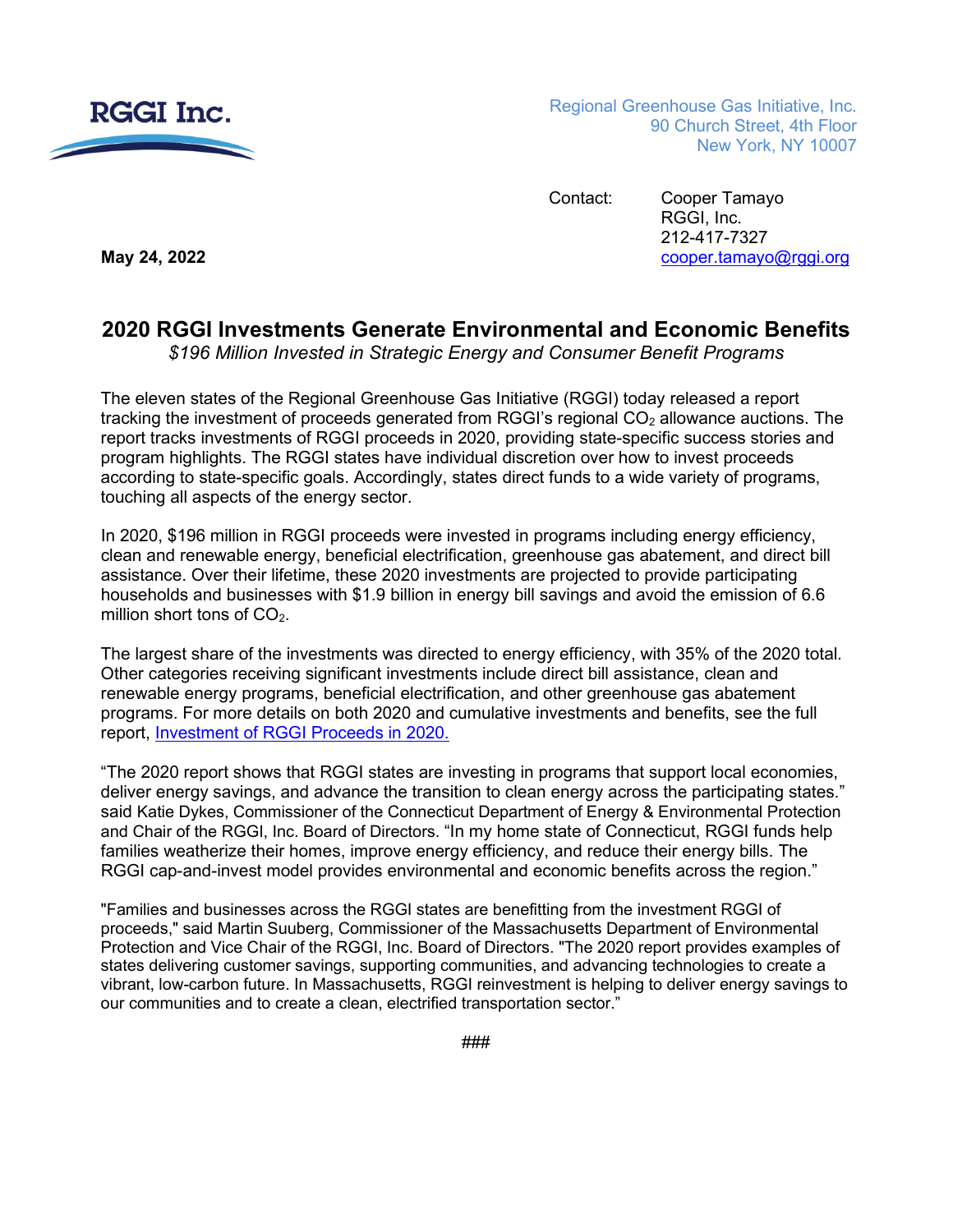**RGGI Inc.**

Regional Greenhouse Gas Initiative, Inc.
90 Church Street, 4th Floor
New York, NY 10007

Contact: Cooper Tamayo
RGGI, Inc.
212-417-7327
cooper.tamayo@rggi.org

**May 24, 2022**

# 2020 RGGI Investments Generate Environmental and Economic Benefits

*$196 Million Invested in Strategic Energy and Consumer Benefit Programs*

The eleven states of the Regional Greenhouse Gas Initiative (RGGI) today released a report tracking the investment of proceeds generated from RGGI's regional $CO_2$ allowance auctions. The report tracks investments of RGGI proceeds in 2020, providing state-specific success stories and program highlights. The RGGI states have individual discretion over how to invest proceeds according to state-specific goals. Accordingly, states direct funds to a wide variety of programs, touching all aspects of the energy sector.

In 2020, $196 million in RGGI proceeds were invested in programs including energy efficiency, clean and renewable energy, beneficial electrification, greenhouse gas abatement, and direct bill assistance. Over their lifetime, these 2020 investments are projected to provide participating households and businesses with $1.9 billion in energy bill savings and avoid the emission of 6.6 million short tons of $CO_2$.

The largest share of the investments was directed to energy efficiency, with 35% of the 2020 total. Other categories receiving significant investments include direct bill assistance, clean and renewable energy programs, beneficial electrification, and other greenhouse gas abatement programs. For more details on both 2020 and cumulative investments and benefits, see the full report, [Investment of RGGI Proceeds in 2020.]

"The 2020 report shows that RGGI states are investing in programs that support local economies, deliver energy savings, and advance the transition to clean energy across the participating states." said Katie Dykes, Commissioner of the Connecticut Department of Energy & Environmental Protection and Chair of the RGGI, Inc. Board of Directors. "In my home state of Connecticut, RGGI funds help families weatherize their homes, improve energy efficiency, and reduce their energy bills. The RGGI cap-and-invest model provides environmental and economic benefits across the region."

"Families and businesses across the RGGI states are benefitting from the investment RGGI of proceeds," said Martin Suuberg, Commissioner of the Massachusetts Department of Environmental Protection and Vice Chair of the RGGI, Inc. Board of Directors. "The 2020 report provides examples of states delivering customer savings, supporting communities, and advancing technologies to create a vibrant, low-carbon future. In Massachusetts, RGGI reinvestment is helping to deliver energy savings to our communities and to create a clean, electrified transportation sector."

###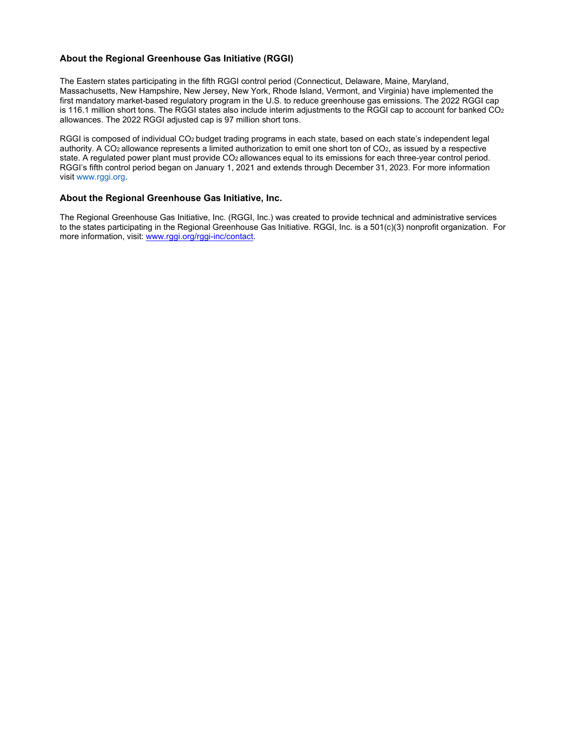### About the Regional Greenhouse Gas Initiative (RGGI)

The Eastern states participating in the fifth RGGI control period (Connecticut, Delaware, Maine, Maryland, Massachusetts, New Hampshire, New Jersey, New York, Rhode Island, Vermont, and Virginia) have implemented the first mandatory market-based regulatory program in the U.S. to reduce greenhouse gas emissions. The 2022 RGGI cap is 116.1 million short tons. The RGGI states also include interim adjustments to the RGGI cap to account for banked $CO_2$ allowances. The 2022 RGGI adjusted cap is 97 million short tons.

RGGI is composed of individual $CO_2$ budget trading programs in each state, based on each state's independent legal authority. A $CO_2$ allowance represents a limited authorization to emit one short ton of $CO_2$, as issued by a respective state. A regulated power plant must provide $CO_2$ allowances equal to its emissions for each three-year control period. RGGI's fifth control period began on January 1, 2021 and extends through December 31, 2023. For more information visit www.rggi.org.

### About the Regional Greenhouse Gas Initiative, Inc.

The Regional Greenhouse Gas Initiative, Inc. (RGGI, Inc.) was created to provide technical and administrative services to the states participating in the Regional Greenhouse Gas Initiative. RGGI, Inc. is a 501(c)(3) nonprofit organization. For more information, visit: www.rggi.org/rggi-inc/contact.